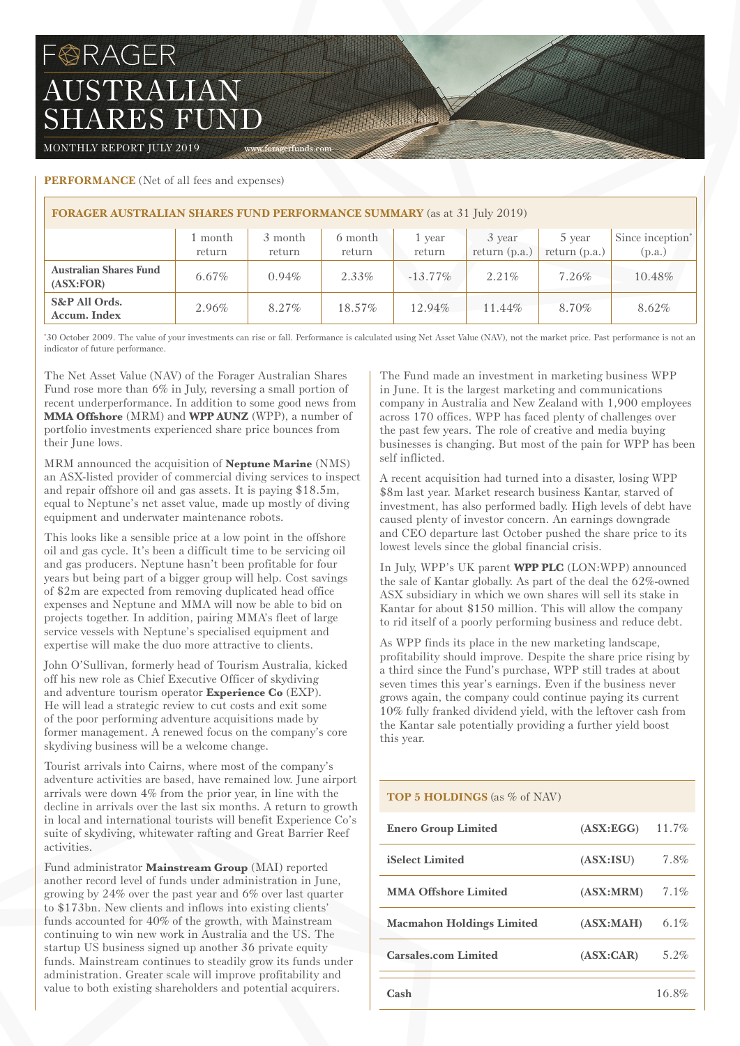# FORAGER AUSTRALIAN SHARES FUND

MONTHLY REPORT JULY 2019 www.foragerfunds.com

**PERFORMANCE** (Net of all fees and expenses)

| FORAGER AUSTRALIAN SHARES FUND PERFORMANCE SUMMARY (as at 31 July 2019) | | | | | | | |
|---|---|---|---|---|---|---|---|
| | 1 month return | 3 month return | 6 month return | 1 year return | 3 year return (p.a.) | 5 year return (p.a.) | Since inception* (p.a.) |
| **Australian Shares Fund (ASX:FOR)** | 6.67% | 0.94% | 2.33% | -13.77% | 2.21% | 7.26% | 10.48% |
| **S&P All Ords. Accum. Index** | 2.96% | 8.27% | 18.57% | 12.94% | 11.44% | 8.70% | 8.62% |

*30 October 2009. The value of your investments can rise or fall. Performance is calculated using Net Asset Value (NAV), not the market price. Past performance is not an indicator of future performance.

The Net Asset Value (NAV) of the Forager Australian Shares Fund rose more than 6% in July, reversing a small portion of recent underperformance. In addition to some good news from **MMA Offshore** (MRM) and **WPP AUNZ** (WPP), a number of portfolio investments experienced share price bounces from their June lows.

MRM announced the acquisition of **Neptune Marine** (NMS) an ASX-listed provider of commercial diving services to inspect and repair offshore oil and gas assets. It is paying $18.5m, equal to Neptune's net asset value, made up mostly of diving equipment and underwater maintenance robots.

This looks like a sensible price at a low point in the offshore oil and gas cycle. It's been a difficult time to be servicing oil and gas producers. Neptune hasn't been profitable for four years but being part of a bigger group will help. Cost savings of $2m are expected from removing duplicated head office expenses and Neptune and MMA will now be able to bid on projects together. In addition, pairing MMA's fleet of large service vessels with Neptune's specialised equipment and expertise will make the duo more attractive to clients.

John O'Sullivan, formerly head of Tourism Australia, kicked off his new role as Chief Executive Officer of skydiving and adventure tourism operator **Experience Co** (EXP). He will lead a strategic review to cut costs and exit some of the poor performing adventure acquisitions made by former management. A renewed focus on the company's core skydiving business will be a welcome change.

Tourist arrivals into Cairns, where most of the company's adventure activities are based, have remained low. June airport arrivals were down 4% from the prior year, in line with the decline in arrivals over the last six months. A return to growth in local and international tourists will benefit Experience Co's suite of skydiving, whitewater rafting and Great Barrier Reef activities.

Fund administrator **Mainstream Group** (MAI) reported another record level of funds under administration in June, growing by 24% over the past year and 6% over last quarter to $173bn. New clients and inflows into existing clients' funds accounted for 40% of the growth, with Mainstream continuing to win new work in Australia and the US. The startup US business signed up another 36 private equity funds. Mainstream continues to steadily grow its funds under administration. Greater scale will improve profitability and value to both existing shareholders and potential acquirers.

The Fund made an investment in marketing business WPP in June. It is the largest marketing and communications company in Australia and New Zealand with 1,900 employees across 170 offices. WPP has faced plenty of challenges over the past few years. The role of creative and media buying businesses is changing. But most of the pain for WPP has been self inflicted.

A recent acquisition had turned into a disaster, losing WPP $8m last year. Market research business Kantar, starved of investment, has also performed badly. High levels of debt have caused plenty of investor concern. An earnings downgrade and CEO departure last October pushed the share price to its lowest levels since the global financial crisis.

In July, WPP's UK parent **WPP PLC** (LON:WPP) announced the sale of Kantar globally. As part of the deal the 62%-owned ASX subsidiary in which we own shares will sell its stake in Kantar for about $150 million. This will allow the company to rid itself of a poorly performing business and reduce debt.

As WPP finds its place in the new marketing landscape, profitability should improve. Despite the share price rising by a third since the Fund's purchase, WPP still trades at about seven times this year's earnings. Even if the business never grows again, the company could continue paying its current 10% fully franked dividend yield, with the leftover cash from the Kantar sale potentially providing a further yield boost this year.

| TOP 5 HOLDINGS (as % of NAV) | | |
|---|---|---|
| **Enero Group Limited** | **(ASX:EGG)** | 11.7% |
| **iSelect Limited** | **(ASX:ISU)** | 7.8% |
| **MMA Offshore Limited** | **(ASX:MRM)** | 7.1% |
| **Macmahon Holdings Limited** | **(ASX:MAH)** | 6.1% |
| **Carsales.com Limited** | **(ASX:CAR)** | 5.2% |
| **Cash** | | 16.8% |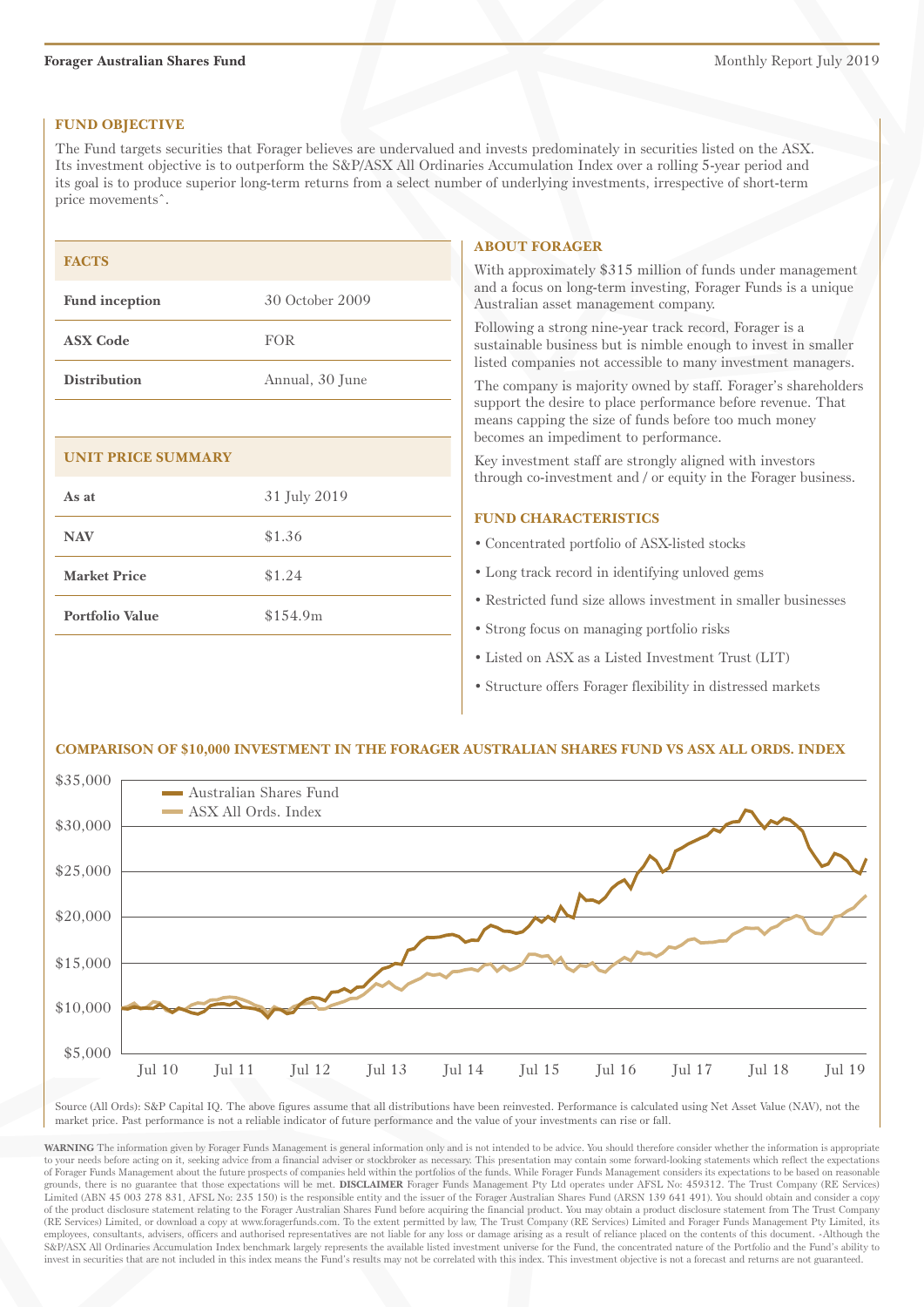## FUND OBJECTIVE

The Fund targets securities that Forager believes are undervalued and invests predominately in securities listed on the ASX. Its investment objective is to outperform the S&P/ASX All Ordinaries Accumulation Index over a rolling 5-year period and its goal is to produce superior long-term returns from a select number of underlying investments, irrespective of short-term price movements^.

| FACTS | |
|---|---|
| **Fund inception** | 30 October 2009 |
| **ASX Code** | FOR |
| **Distribution** | Annual, 30 June |

| UNIT PRICE SUMMARY | |
|---|---|
| **As at** | 31 July 2019 |
| **NAV** | $1.36 |
| **Market Price** | $1.24 |
| **Portfolio Value** | $154.9m |

## ABOUT FORAGER

With approximately $315 million of funds under management and a focus on long-term investing, Forager Funds is a unique Australian asset management company.

Following a strong nine-year track record, Forager is a sustainable business but is nimble enough to invest in smaller listed companies not accessible to many investment managers.

The company is majority owned by staff. Forager's shareholders support the desire to place performance before revenue. That means capping the size of funds before too much money becomes an impediment to performance.

Key investment staff are strongly aligned with investors through co-investment and / or equity in the Forager business.

## FUND CHARACTERISTICS

- Concentrated portfolio of ASX-listed stocks
- Long track record in identifying unloved gems
- Restricted fund size allows investment in smaller businesses
- Strong focus on managing portfolio risks
- Listed on ASX as a Listed Investment Trust (LIT)
- Structure offers Forager flexibility in distressed markets

## COMPARISON OF $10,000 INVESTMENT IN THE FORAGER AUSTRALIAN SHARES FUND VS ASX ALL ORDS. INDEX

Australian Shares Fund
ASX All Ords. Index

$35,000
$30,000
$25,000
$20,000
$15,000
$10,000
$5,000

Jul 10, Jul 11, Jul 12, Jul 13, Jul 14, Jul 15, Jul 16, Jul 17, Jul 18, Jul 19

Source (All Ords): S&P Capital IQ. The above figures assume that all distributions have been reinvested. Performance is calculated using Net Asset Value (NAV), not the market price. Past performance is not a reliable indicator of future performance and the value of your investments can rise or fall.

**WARNING** The information given by Forager Funds Management is general information only and is not intended to be advice. You should therefore consider whether the information is appropriate to your needs before acting on it, seeking advice from a financial adviser or stockbroker as necessary. This presentation may contain some forward-looking statements which reflect the expectations of Forager Funds Management about the future prospects of companies held within the portfolios of the funds. While Forager Funds Management considers its expectations to be based on reasonable grounds, there is no guarantee that those expectations will be met. **DISCLAIMER** Forager Funds Management Pty Ltd operates under AFSL No: 459312. The Trust Company (RE Services) Limited (ABN 45 003 278 831, AFSL No: 235 150) is the responsible entity and the issuer of the Forager Australian Shares Fund (ARSN 139 641 491). You should obtain and consider a copy of the product disclosure statement relating to the Forager Australian Shares Fund before acquiring the financial product. You may obtain a product disclosure statement from The Trust Company (RE Services) Limited, or download a copy at www.foragerfunds.com. To the extent permitted by law, The Trust Company (RE Services) Limited and Forager Funds Management Pty Limited, its employees, consultants, advisers, officers and authorised representatives are not liable for any loss or damage arising as a result of reliance placed on the contents of this document. ^Although the S&P/ASX All Ordinaries Accumulation Index benchmark largely represents the available listed investment universe for the Fund, the concentrated nature of the Portfolio and the Fund's ability to invest in securities that are not included in this index means the Fund's results may not be correlated with this index. This investment objective is not a forecast and returns are not guaranteed.